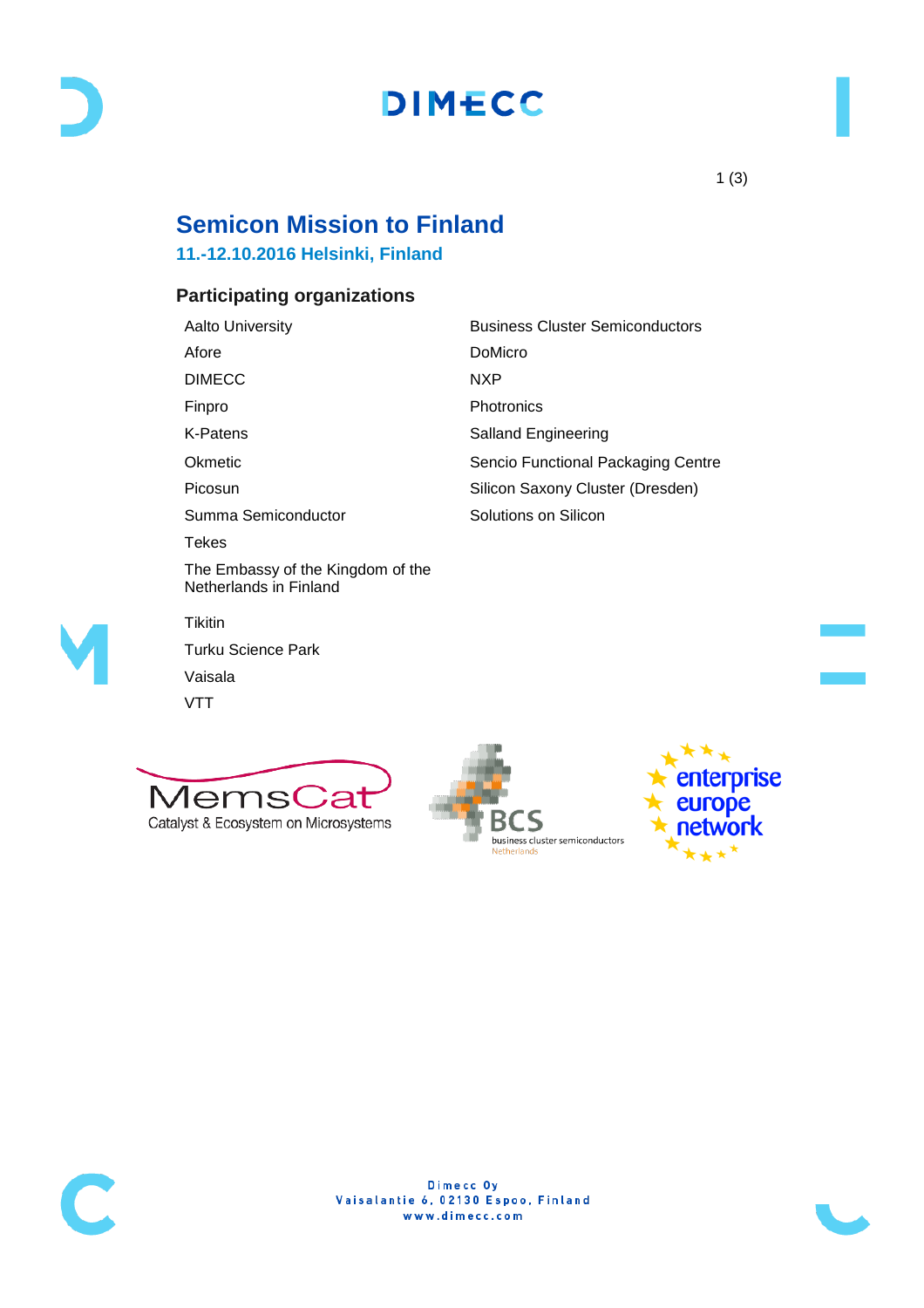# Semicon Mission to Finland

## 11.-12.10.2016 Helsinki, Finland

### Participating organizations

- Aalto University
- Afore
- DIMECC
- Finpro
- K-Patens
- Okmetic
- Picosun
- Summa Semiconductor
- Tekes
- The Embassy of the Kingdom of the Netherlands in Finland
- Tikitin
- Turku Science Park
- Vaisala
- VTT
- Business Cluster Semiconductors
- DoMicro
- NXP
- Photronics
- Salland Engineering
- Sencio Functional Packaging Centre
- Silicon Saxony Cluster (Dresden)
- Solutions on Silicon

Dimecc Oy
Vaisalantie 6, 02130 Espoo, Finland
www.dimecc.com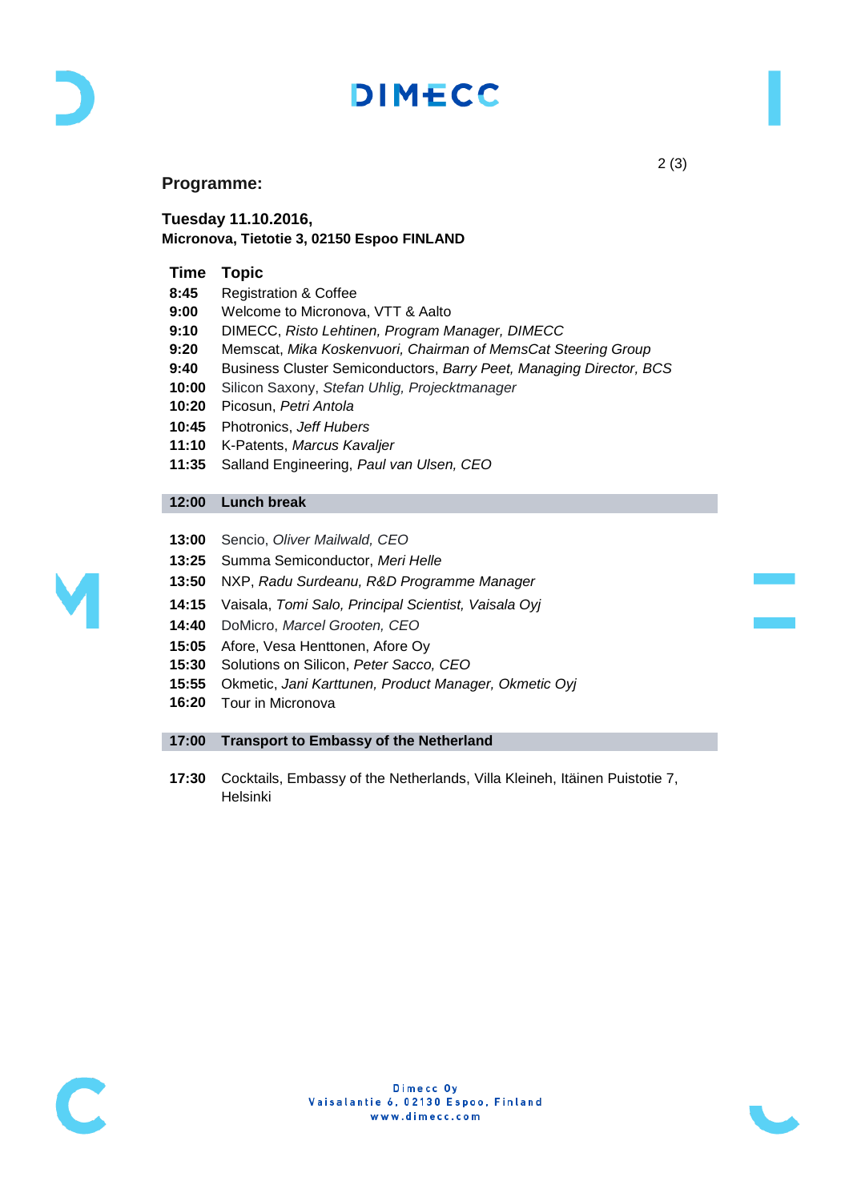## Programme:

**Tuesday 11.10.2016,**
**Micronova, Tietotie 3, 02150 Espoo FINLAND**

| Time | Topic |
|---|---|
| **8:45** | Registration & Coffee |
| **9:00** | Welcome to Micronova, VTT & Aalto |
| **9:10** | DIMECC, *Risto Lehtinen, Program Manager, DIMECC* |
| **9:20** | Memscat, *Mika Koskenvuori, Chairman of MemsCat Steering Group* |
| **9:40** | Business Cluster Semiconductors, *Barry Peet, Managing Director, BCS* |
| **10:00** | Silicon Saxony, *Stefan Uhlig, Projecktmanager* |
| **10:20** | Picosun, *Petri Antola* |
| **10:45** | Photronics, *Jeff Hubers* |
| **11:10** | K-Patents, *Marcus Kavaljer* |
| **11:35** | Salland Engineering, *Paul van Ulsen, CEO* |
| **12:00** | **Lunch break** |
| **13:00** | Sencio, *Oliver Mailwald, CEO* |
| **13:25** | Summa Semiconductor, *Meri Helle* |
| **13:50** | NXP, *Radu Surdeanu, R&D Programme Manager* |
| **14:15** | Vaisala, *Tomi Salo, Principal Scientist, Vaisala Oyj* |
| **14:40** | DoMicro, *Marcel Grooten, CEO* |
| **15:05** | Afore, Vesa Henttonen, Afore Oy |
| **15:30** | Solutions on Silicon, *Peter Sacco, CEO* |
| **15:55** | Okmetic, *Jani Karttunen, Product Manager, Okmetic Oyj* |
| **16:20** | Tour in Micronova |
| **17:00** | **Transport to Embassy of the Netherland** |
| **17:30** | Cocktails, Embassy of the Netherlands, Villa Kleineh, Itäinen Puistotie 7, Helsinki |

Dimecc Oy
Vaisalantie 6, 02130 Espoo, Finland
www.dimecc.com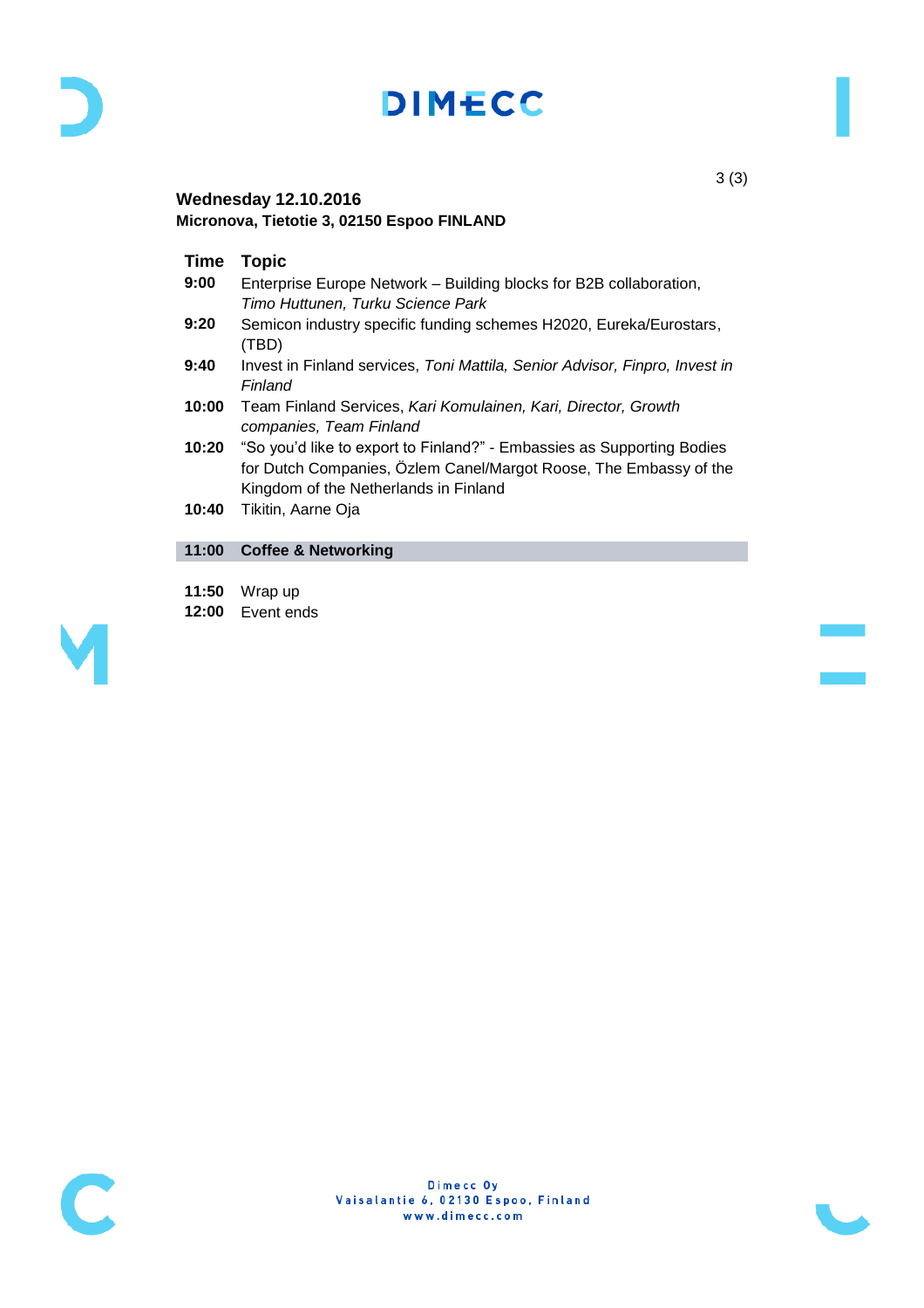**DIMECC**

**Wednesday 12.10.2016**
**Micronova, Tietotie 3, 02150 Espoo FINLAND**

| **Time** | **Topic** |
|---|---|
| **9:00** | Enterprise Europe Network – Building blocks for B2B collaboration, *Timo Huttunen, Turku Science Park* |
| **9:20** | Semicon industry specific funding schemes H2020, Eureka/Eurostars, (TBD) |
| **9:40** | Invest in Finland services, *Toni Mattila, Senior Advisor, Finpro, Invest in Finland* |
| **10:00** | Team Finland Services, *Kari Komulainen, Kari, Director, Growth companies, Team Finland* |
| **10:20** | "So you'd like to export to Finland?" - Embassies as Supporting Bodies for Dutch Companies, Özlem Canel/Margot Roose, The Embassy of the Kingdom of the Netherlands in Finland |
| **10:40** | Tikitin, Aarne Oja |
| **11:00** | **Coffee & Networking** |
| **11:50** | Wrap up |
| **12:00** | Event ends |

Dimecc Oy
Vaisalantie 6, 02130 Espoo, Finland
www.dimecc.com